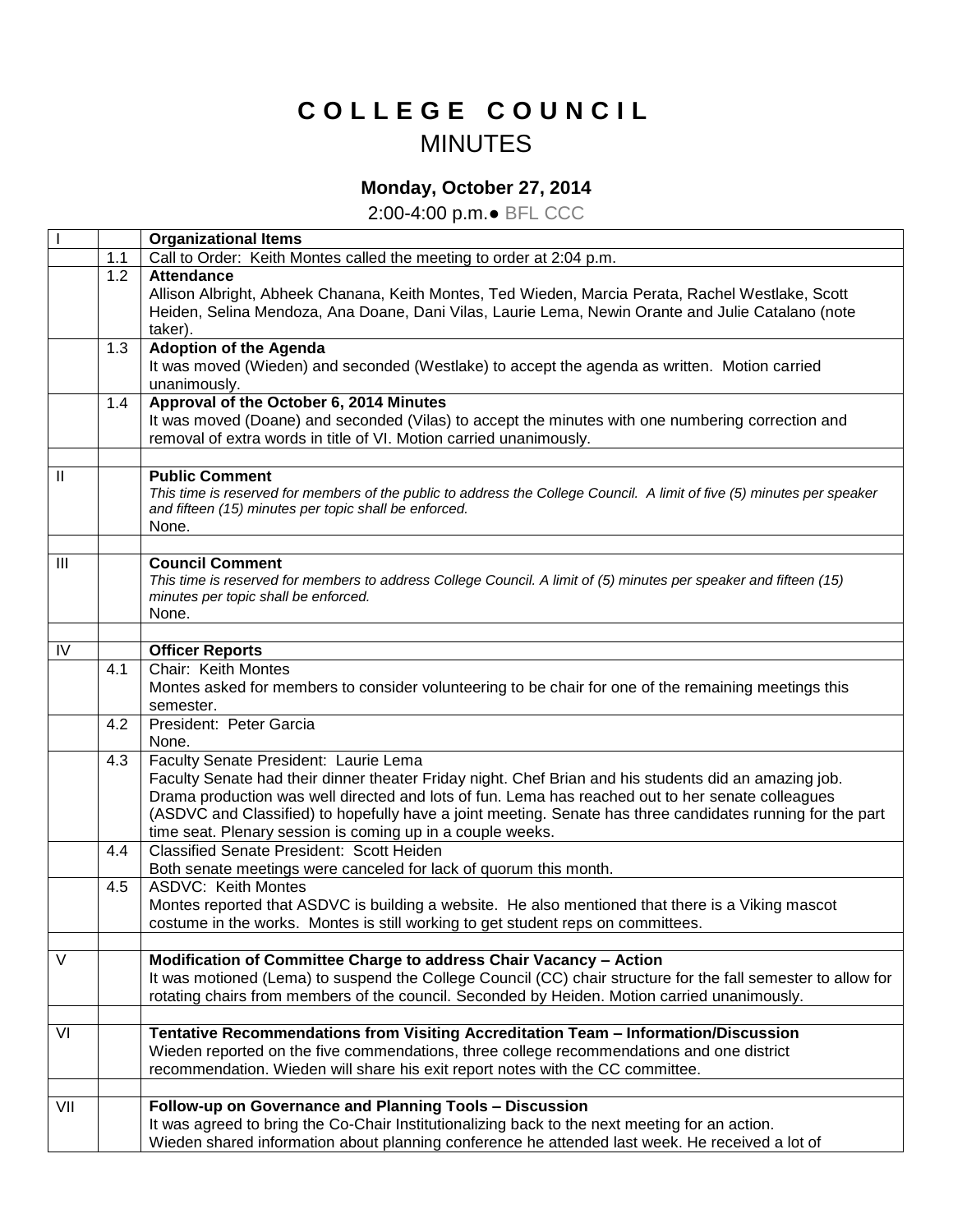# COLLEGE COUNCIL

## MINUTES

### Monday, October 27, 2014

2:00-4:00 p.m.● BFL CCC

| | | |
|---|---|---|
| I | | **Organizational Items** |
| | 1.1 | Call to Order: Keith Montes called the meeting to order at 2:04 p.m. |
| | 1.2 | **Attendance**<br>Allison Albright, Abheek Chanana, Keith Montes, Ted Wieden, Marcia Perata, Rachel Westlake, Scott Heiden, Selina Mendoza, Ana Doane, Dani Vilas, Laurie Lema, Newin Orante and Julie Catalano (note taker). |
| | 1.3 | **Adoption of the Agenda**<br>It was moved (Wieden) and seconded (Westlake) to accept the agenda as written. Motion carried unanimously. |
| | 1.4 | **Approval of the October 6, 2014 Minutes**<br>It was moved (Doane) and seconded (Vilas) to accept the minutes with one numbering correction and removal of extra words in title of VI. Motion carried unanimously. |
| | | |
| II | | **Public Comment**<br>*This time is reserved for members of the public to address the College Council. A limit of five (5) minutes per speaker and fifteen (15) minutes per topic shall be enforced.*<br>None. |
| | | |
| III | | **Council Comment**<br>*This time is reserved for members to address College Council. A limit of (5) minutes per speaker and fifteen (15) minutes per topic shall be enforced.*<br>None. |
| | | |
| IV | | **Officer Reports** |
| | 4.1 | Chair: Keith Montes<br>Montes asked for members to consider volunteering to be chair for one of the remaining meetings this semester. |
| | 4.2 | President: Peter Garcia<br>None. |
| | 4.3 | Faculty Senate President: Laurie Lema<br>Faculty Senate had their dinner theater Friday night. Chef Brian and his students did an amazing job. Drama production was well directed and lots of fun. Lema has reached out to her senate colleagues (ASDVC and Classified) to hopefully have a joint meeting. Senate has three candidates running for the part time seat. Plenary session is coming up in a couple weeks. |
| | 4.4 | Classified Senate President: Scott Heiden<br>Both senate meetings were canceled for lack of quorum this month. |
| | 4.5 | ASDVC: Keith Montes<br>Montes reported that ASDVC is building a website. He also mentioned that there is a Viking mascot costume in the works. Montes is still working to get student reps on committees. |
| | | |
| V | | **Modification of Committee Charge to address Chair Vacancy – Action**<br>It was motioned (Lema) to suspend the College Council (CC) chair structure for the fall semester to allow for rotating chairs from members of the council. Seconded by Heiden. Motion carried unanimously. |
| | | |
| VI | | **Tentative Recommendations from Visiting Accreditation Team – Information/Discussion**<br>Wieden reported on the five commendations, three college recommendations and one district recommendation. Wieden will share his exit report notes with the CC committee. |
| | | |
| VII | | **Follow-up on Governance and Planning Tools – Discussion**<br>It was agreed to bring the Co-Chair Institutionalizing back to the next meeting for an action.<br>Wieden shared information about planning conference he attended last week. He received a lot of |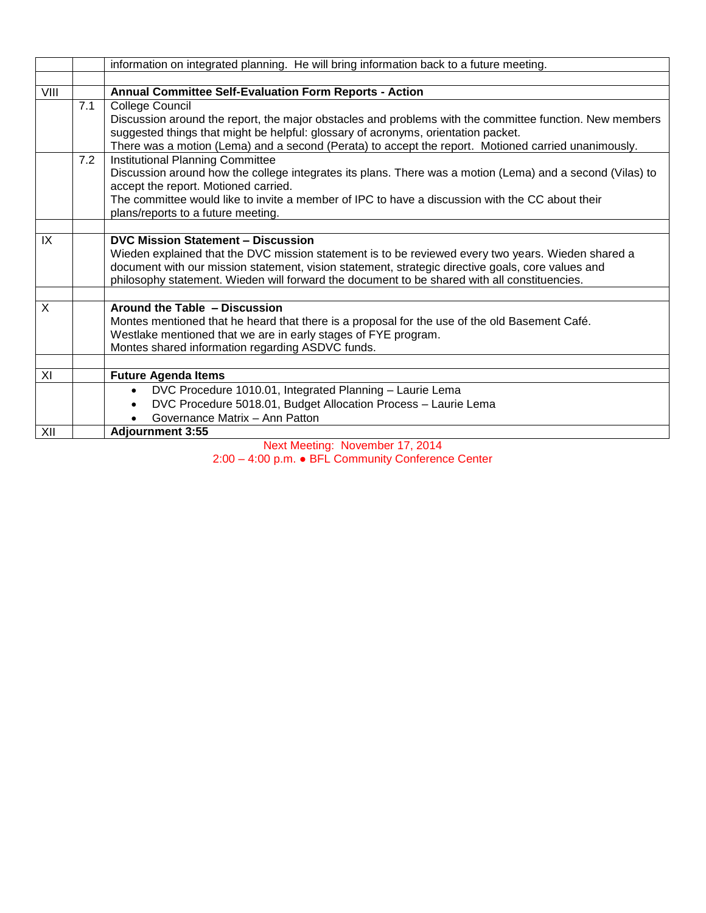| | | |
|---|---|---|
| | | information on integrated planning. He will bring information back to a future meeting. |
| | | |
| VIII | | **Annual Committee Self-Evaluation Form Reports - Action** |
| | 7.1 | College Council<br>Discussion around the report, the major obstacles and problems with the committee function. New members suggested things that might be helpful: glossary of acronyms, orientation packet.<br>There was a motion (Lema) and a second (Perata) to accept the report. Motioned carried unanimously. |
| | 7.2 | Institutional Planning Committee<br>Discussion around how the college integrates its plans. There was a motion (Lema) and a second (Vilas) to accept the report. Motioned carried.<br>The committee would like to invite a member of IPC to have a discussion with the CC about their plans/reports to a future meeting. |
| | | |
| IX | | **DVC Mission Statement – Discussion**<br>Wieden explained that the DVC mission statement is to be reviewed every two years. Wieden shared a document with our mission statement, vision statement, strategic directive goals, core values and philosophy statement. Wieden will forward the document to be shared with all constituencies. |
| | | |
| X | | **Around the Table – Discussion**<br>Montes mentioned that he heard that there is a proposal for the use of the old Basement Café.<br>Westlake mentioned that we are in early stages of FYE program.<br>Montes shared information regarding ASDVC funds. |
| | | |
| XI | | **Future Agenda Items** |
| | | • DVC Procedure 1010.01, Integrated Planning – Laurie Lema<br>• DVC Procedure 5018.01, Budget Allocation Process – Laurie Lema<br>• Governance Matrix – Ann Patton |
| XII | | **Adjournment 3:55** |

Next Meeting: November 17, 2014
2:00 – 4:00 p.m. ● BFL Community Conference Center